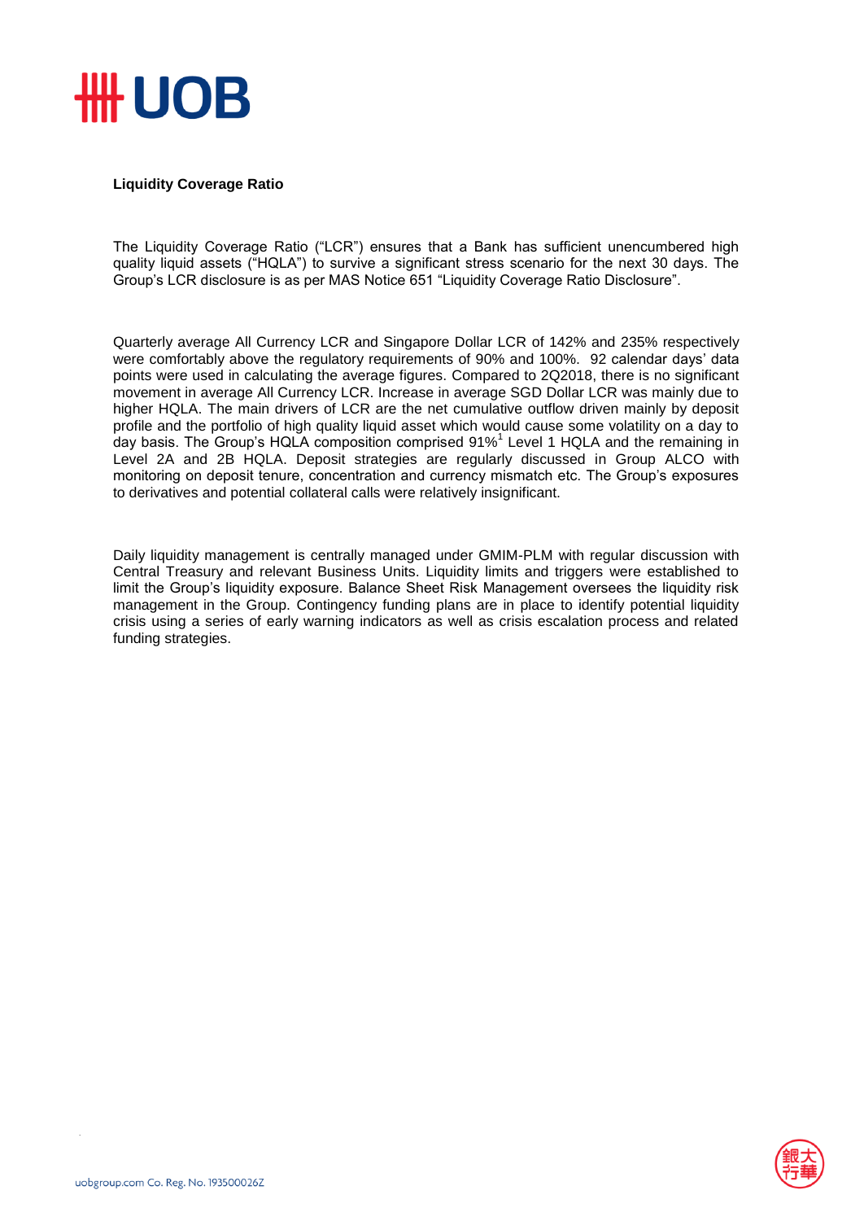**Liquidity Coverage Ratio**

The Liquidity Coverage Ratio ("LCR") ensures that a Bank has sufficient unencumbered high quality liquid assets ("HQLA") to survive a significant stress scenario for the next 30 days. The Group's LCR disclosure is as per MAS Notice 651 "Liquidity Coverage Ratio Disclosure".

Quarterly average All Currency LCR and Singapore Dollar LCR of 142% and 235% respectively were comfortably above the regulatory requirements of 90% and 100%. 92 calendar days' data points were used in calculating the average figures. Compared to 2Q2018, there is no significant movement in average All Currency LCR. Increase in average SGD Dollar LCR was mainly due to higher HQLA. The main drivers of LCR are the net cumulative outflow driven mainly by deposit profile and the portfolio of high quality liquid asset which would cause some volatility on a day to day basis. The Group's HQLA composition comprised 91%[1] Level 1 HQLA and the remaining in Level 2A and 2B HQLA. Deposit strategies are regularly discussed in Group ALCO with monitoring on deposit tenure, concentration and currency mismatch etc. The Group's exposures to derivatives and potential collateral calls were relatively insignificant.

Daily liquidity management is centrally managed under GMIM-PLM with regular discussion with Central Treasury and relevant Business Units. Liquidity limits and triggers were established to limit the Group's liquidity exposure. Balance Sheet Risk Management oversees the liquidity risk management in the Group. Contingency funding plans are in place to identify potential liquidity crisis using a series of early warning indicators as well as crisis escalation process and related funding strategies.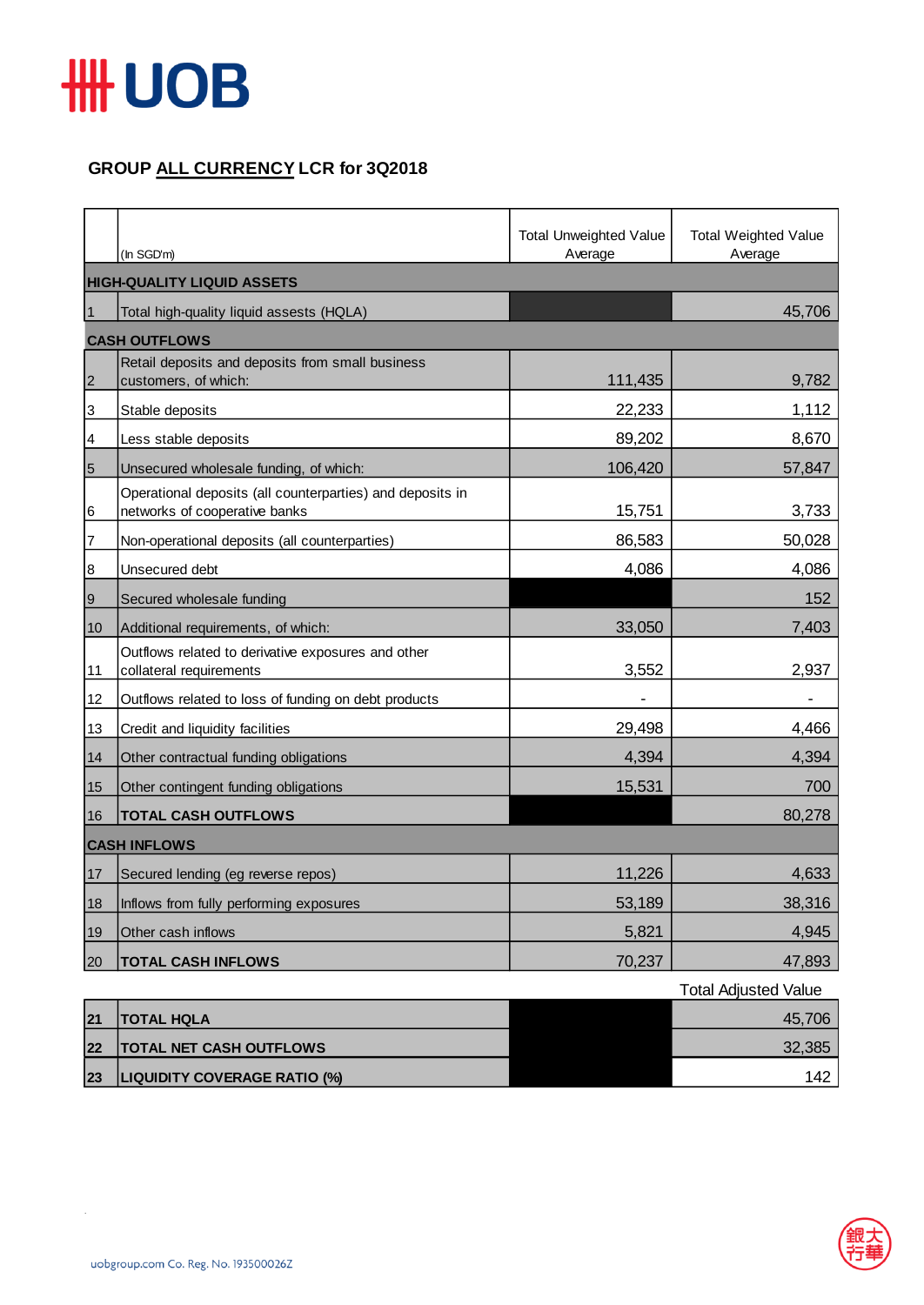## GROUP ALL CURRENCY LCR for 3Q2018

| | (In SGD'm) | Total Unweighted Value Average | Total Weighted Value Average |
|---|---|---|---|
| **HIGH-QUALITY LIQUID ASSETS** | | | |
| 1 | Total high-quality liquid assests (HQLA) | | 45,706 |
| **CASH OUTFLOWS** | | | |
| 2 | Retail deposits and deposits from small business customers, of which: | 111,435 | 9,782 |
| 3 | Stable deposits | 22,233 | 1,112 |
| 4 | Less stable deposits | 89,202 | 8,670 |
| 5 | Unsecured wholesale funding, of which: | 106,420 | 57,847 |
| 6 | Operational deposits (all counterparties) and deposits in networks of cooperative banks | 15,751 | 3,733 |
| 7 | Non-operational deposits (all counterparties) | 86,583 | 50,028 |
| 8 | Unsecured debt | 4,086 | 4,086 |
| 9 | Secured wholesale funding | | 152 |
| 10 | Additional requirements, of which: | 33,050 | 7,403 |
| 11 | Outflows related to derivative exposures and other collateral requirements | 3,552 | 2,937 |
| 12 | Outflows related to loss of funding on debt products | - | - |
| 13 | Credit and liquidity facilities | 29,498 | 4,466 |
| 14 | Other contractual funding obligations | 4,394 | 4,394 |
| 15 | Other contingent funding obligations | 15,531 | 700 |
| 16 | **TOTAL CASH OUTFLOWS** | | 80,278 |
| **CASH INFLOWS** | | | |
| 17 | Secured lending (eg reverse repos) | 11,226 | 4,633 |
| 18 | Inflows from fully performing exposures | 53,189 | 38,316 |
| 19 | Other cash inflows | 5,821 | 4,945 |
| 20 | **TOTAL CASH INFLOWS** | 70,237 | 47,893 |
| | | | **Total Adjusted Value** |
| **21** | **TOTAL HQLA** | | 45,706 |
| **22** | **TOTAL NET CASH OUTFLOWS** | | 32,385 |
| **23** | **LIQUIDITY COVERAGE RATIO (%)** | | 142 |

uobgroup.com Co. Reg. No. 193500026Z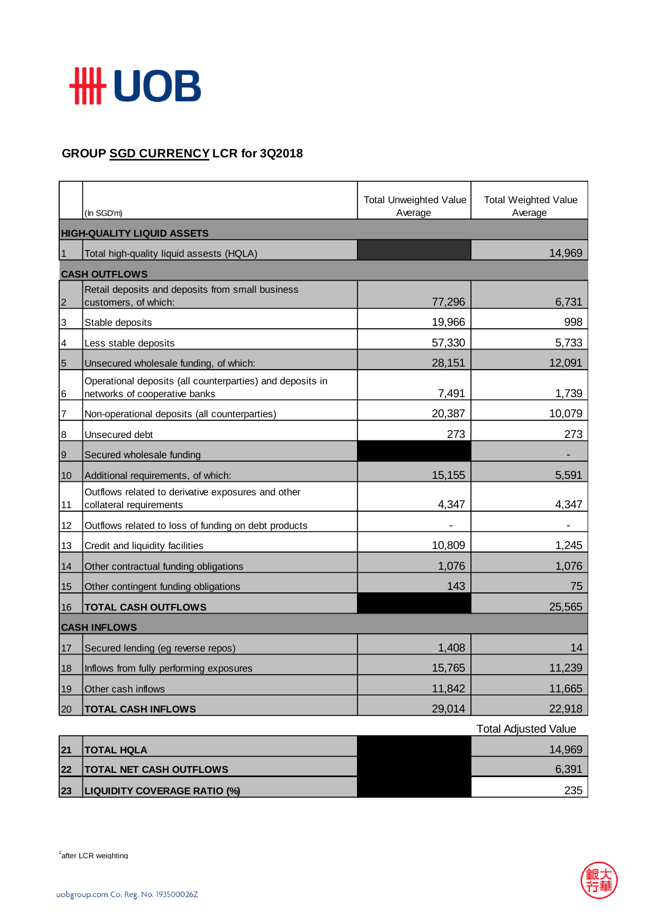UOB

## GROUP SGD CURRENCY LCR for 3Q2018

| | (In SGD'm) | Total Unweighted Value Average | Total Weighted Value Average |
|---|---|---|---|
| **HIGH-QUALITY LIQUID ASSETS** | | | |
| 1 | Total high-quality liquid assests (HQLA) | | 14,969 |
| **CASH OUTFLOWS** | | | |
| 2 | Retail deposits and deposits from small business customers, of which: | 77,296 | 6,731 |
| 3 | Stable deposits | 19,966 | 998 |
| 4 | Less stable deposits | 57,330 | 5,733 |
| 5 | Unsecured wholesale funding, of which: | 28,151 | 12,091 |
| 6 | Operational deposits (all counterparties) and deposits in networks of cooperative banks | 7,491 | 1,739 |
| 7 | Non-operational deposits (all counterparties) | 20,387 | 10,079 |
| 8 | Unsecured debt | 273 | 273 |
| 9 | Secured wholesale funding | | - |
| 10 | Additional requirements, of which: | 15,155 | 5,591 |
| 11 | Outflows related to derivative exposures and other collateral requirements | 4,347 | 4,347 |
| 12 | Outflows related to loss of funding on debt products | - | - |
| 13 | Credit and liquidity facilities | 10,809 | 1,245 |
| 14 | Other contractual funding obligations | 1,076 | 1,076 |
| 15 | Other contingent funding obligations | 143 | 75 |
| 16 | **TOTAL CASH OUTFLOWS** | | 25,565 |
| **CASH INFLOWS** | | | |
| 17 | Secured lending (eg reverse repos) | 1,408 | 14 |
| 18 | Inflows from fully performing exposures | 15,765 | 11,239 |
| 19 | Other cash inflows | 11,842 | 11,665 |
| 20 | **TOTAL CASH INFLOWS** | 29,014 | 22,918 |

| | | | Total Adjusted Value |
|---|---|---|---|
| **21** | **TOTAL HQLA** | | 14,969 |
| **22** | **TOTAL NET CASH OUTFLOWS** | | 6,391 |
| **23** | **LIQUIDITY COVERAGE RATIO (%)** | | 235 |

[1]after LCR weighting

uobgroup.com Co. Reg. No. 193500026Z